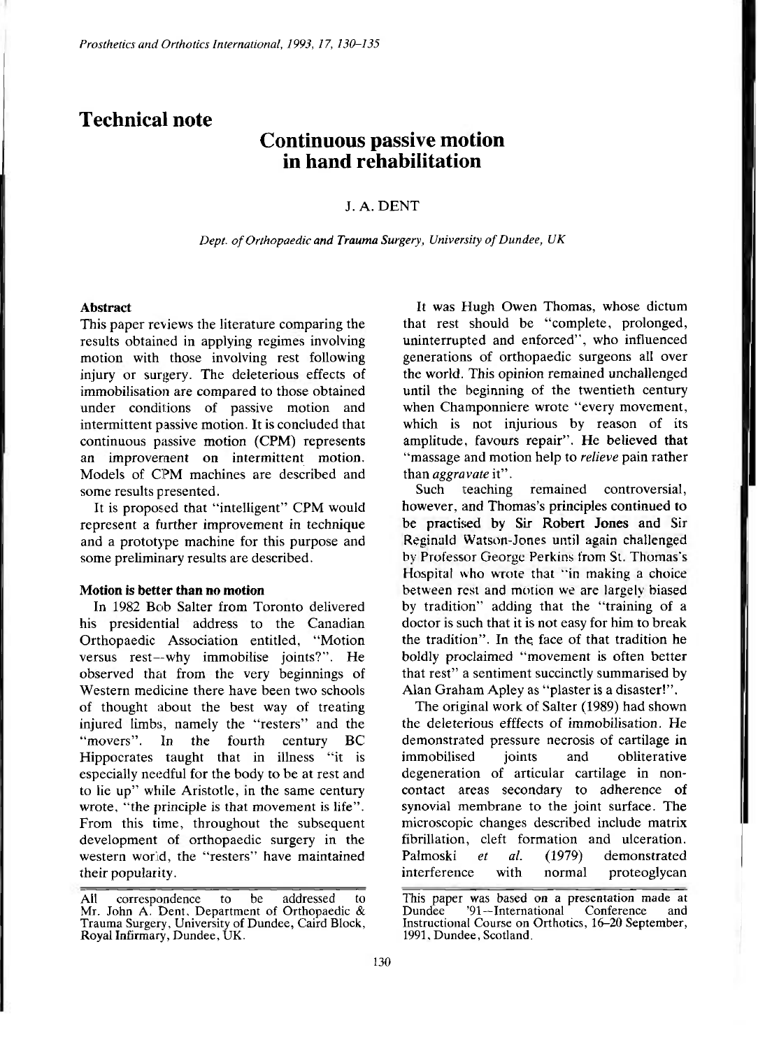# Technical note

## Continuous passive motion in hand rehabilitation

J. A. DENT

*Dept. of Orthopaedic and Trauma Surgery, University of Dundee, UK*

### Abstract

This paper reviews the literature comparing the results obtained in applying regimes involving motion with those involving rest following injury or surgery. The deleterious effects of immobilisation are compared to those obtained under conditions of passive motion and intermittent passive motion. It is concluded that continuous passive motion (CPM) represents an improvement on intermittent motion. Models of CPM machines are described and some results presented.

It is proposed that "intelligent" CPM would represent a further improvement in technique and a prototype machine for this purpose and some preliminary results are described.

### Motion is better than no motion

In 1982 Bob Salter from Toronto delivered his presidential address to the Canadian Orthopaedic Association entitled, "Motion versus rest—why immobilise joints?". He observed that from the very beginnings of Western medicine there have been two schools of thought about the best way of treating injured limbs, namely the "resters" and the "movers". In the fourth century BC Hippocrates taught that in illness "it is especially needful for the body to be at rest and to lie up" while Aristotle, in the same century wrote, "the principle is that movement is life". From this time, throughout the subsequent development of orthopaedic surgery in the western world, the "resters" have maintained their popularity.

It was Hugh Owen Thomas, whose dictum that rest should be "complete, prolonged, uninterrupted and enforced", who influenced generations of orthopaedic surgeons all over the world. This opinion remained unchallenged until the beginning of the twentieth century when Championniere wrote "every movement, which is not injurious by reason of its amplitude, favours repair". He believed that "massage and motion help to *relieve* pain rather than *aggravate* it".

Such teaching remained controversial, however, and Thomas's principles continued to be practised by Sir Robert Jones and Sir Reginald Watson-Jones until again challenged by Professor George Perkins from St. Thomas's Hospital who wrote that "in making a choice between rest and motion we are largely biased by tradition" adding that the "training of a doctor is such that it is not easy for him to break the tradition". In the face of that tradition he boldly proclaimed "movement is often better that rest" a sentiment succinctly summarised by Alan Graham Apley as "plaster is a disaster!".

The original work of Salter (1989) had shown the deleterious efffects of immobilisation. He demonstrated pressure necrosis of cartilage in immobilised joints and obliterative degeneration of articular cartilage in non-contact areas secondary to adherence of synovial membrane to the joint surface. The microscopic changes described include matrix fibrillation, cleft formation and ulceration. Palmoski *et al.* (1979) demonstrated interference with normal proteoglycan

All correspondence to be addressed to Mr. John A. Dent, Department of Orthopaedic & Trauma Surgery, University of Dundee, Caird Block, Royal Infirmary, Dundee, UK.

This paper was based on a presentation made at Dundee '91—International Conference and Instructional Course on Orthotics, 16–20 September, 1991, Dundee, Scotland.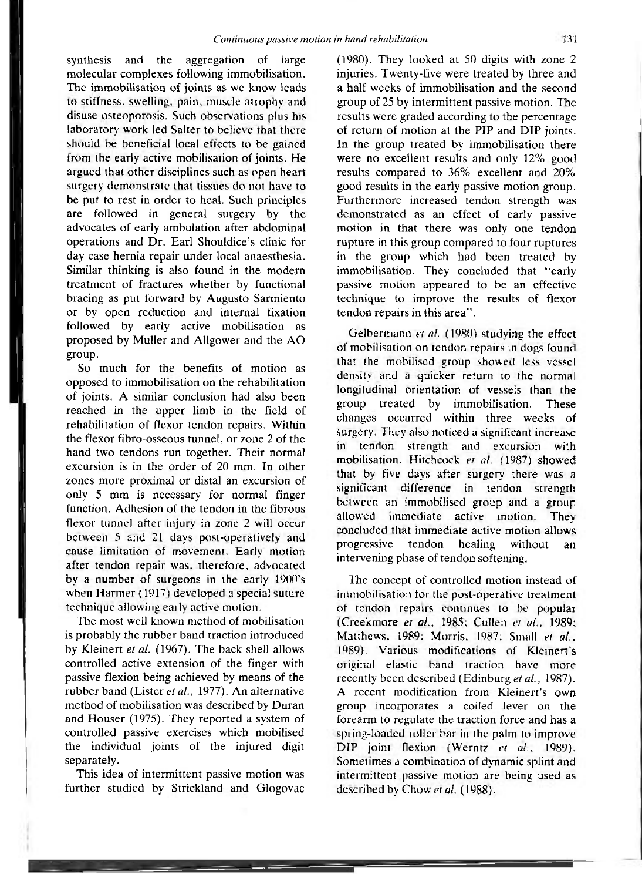synthesis and the aggregation of large molecular complexes following immobilisation. The immobilisation of joints as we know leads to stiffness, swelling, pain, muscle atrophy and disuse osteoporosis. Such observations plus his laboratory work led Salter to believe that there should be beneficial local effects to be gained from the early active mobilisation of joints. He argued that other disciplines such as open heart surgery demonstrate that tissues do not have to be put to rest in order to heal. Such principles are followed in general surgery by the advocates of early ambulation after abdominal operations and Dr. Earl Shouldice's clinic for day case hernia repair under local anaesthesia. Similar thinking is also found in the modern treatment of fractures whether by functional bracing as put forward by Augusto Sarmiento or by open reduction and internal fixation followed by early active mobilisation as proposed by Muller and Allgower and the AO group.

So much for the benefits of motion as opposed to immobilisation on the rehabilitation of joints. A similar conclusion had also been reached in the upper limb in the field of rehabilitation of flexor tendon repairs. Within the flexor fibro-osseous tunnel, or zone 2 of the hand two tendons run together. Their normal excursion is in the order of 20 mm. In other zones more proximal or distal an excursion of only 5 mm is necessary for normal finger function. Adhesion of the tendon in the fibrous flexor tunnel after injury in zone 2 will occur between 5 and 21 days post-operatively and cause limitation of movement. Early motion after tendon repair was, therefore, advocated by a number of surgeons in the early 1900's when Harmer (1917) developed a special suture technique allowing early active motion.

The most well known method of mobilisation is probably the rubber band traction introduced by Kleinert *et al.* (1967). The back shell allows controlled active extension of the finger with passive flexion being achieved by means of the rubber band (Lister *et al.*, 1977). An alternative method of mobilisation was described by Duran and Houser (1975). They reported a system of controlled passive exercises which mobilised the individual joints of the injured digit separately.

This idea of intermittent passive motion was further studied by Strickland and Glogovac (1980). They looked at 50 digits with zone 2 injuries. Twenty-five were treated by three and a half weeks of immobilisation and the second group of 25 by intermittent passive motion. The results were graded according to the percentage of return of motion at the PIP and DIP joints. In the group treated by immobilisation there were no excellent results and only 12% good results compared to 36% excellent and 20% good results in the early passive motion group. Furthermore increased tendon strength was demonstrated as an effect of early passive motion in that there was only one tendon rupture in this group compared to four ruptures in the group which had been treated by immobilisation. They concluded that "early passive motion appeared to be an effective technique to improve the results of flexor tendon repairs in this area".

Gelbermann *et al.* (1980) studying the effect of mobilisation on tendon repairs in dogs found that the mobilised group showed less vessel density and a quicker return to the normal longitudinal orientation of vessels than the group treated by immobilisation. These changes occurred within three weeks of surgery. They also noticed a significant increase in tendon strength and excursion with mobilisation. Hitchcock *et al.* (1987) showed that by five days after surgery there was a significant difference in tendon strength between an immobilised group and a group allowed immediate active motion. They concluded that immediate active motion allows progressive tendon healing without an intervening phase of tendon softening.

The concept of controlled motion instead of immobilisation for the post-operative treatment of tendon repairs continues to be popular (Creekmore *et al.*, 1985; Cullen *et al.*, 1989; Matthews, 1989; Morris, 1987; Small *et al.*, 1989). Various modifications of Kleinert's original elastic band traction have more recently been described (Edinburg *et al.*, 1987). A recent modification from Kleinert's own group incorporates a coiled lever on the forearm to regulate the traction force and has a spring-loaded roller bar in the palm to improve DIP joint flexion (Werntz *et al.*, 1989). Sometimes a combination of dynamic splint and intermittent passive motion are being used as described by Chow *et al.* (1988).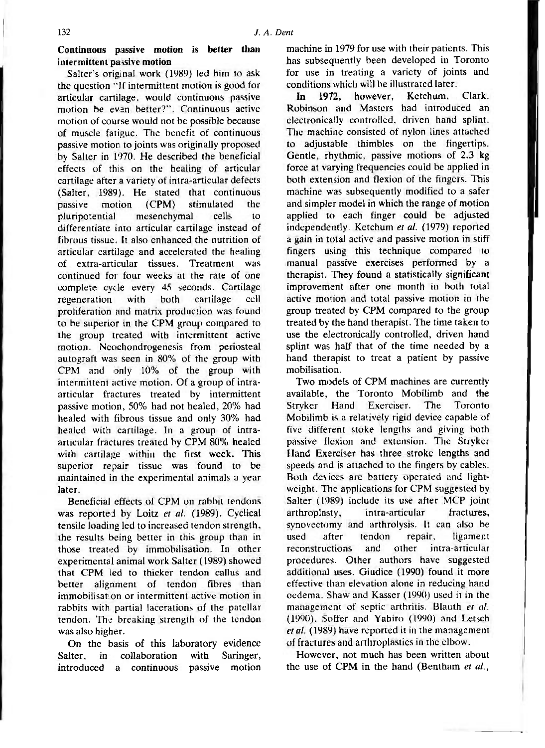## Continuous passive motion is better than intermittent passive motion

Salter's original work (1989) led him to ask the question "If intermittent motion is good for articular cartilage, would continuous passive motion be even better?". Continuous active motion of course would not be possible because of muscle fatigue. The benefit of continuous passive motion to joints was originally proposed by Salter in 1970. He described the beneficial effects of this on the healing of articular cartilage after a variety of intra-articular defects (Salter, 1989). He stated that continuous passive motion (CPM) stimulated the pluripotential mesenchymal cells to differentiate into articular cartilage instead of fibrous tissue. It also enhanced the nutrition of articular cartilage and accelerated the healing of extra-articular tissues. Treatment was continued for four weeks at the rate of one complete cycle every 45 seconds. Cartilage regeneration with both cartilage cell proliferation and matrix production was found to be superior in the CPM group compared to the group treated with intermittent active motion. Neochondrogenesis from periosteal autograft was seen in 80% of the group with CPM and only 10% of the group with intermittent active motion. Of a group of intra-articular fractures treated by intermittent passive motion, 50% had not healed, 20% had healed with fibrous tissue and only 30% had healed with cartilage. In a group of intra-articular fractures treated by CPM 80% healed with cartilage within the first week. This superior repair tissue was found to be maintained in the experimental animals a year later.

Beneficial effects of CPM on rabbit tendons was reported by Loitz *et al.* (1989). Cyclical tensile loading led to increased tendon strength, the results being better in this group than in those treated by immobilisation. In other experimental animal work Salter (1989) showed that CPM led to thicker tendon callus and better alignment of tendon fibres than immobilisation or intermittent active motion in rabbits with partial lacerations of the patellar tendon. The breaking strength of the tendon was also higher.

On the basis of this laboratory evidence Salter, in collaboration with Saringer, introduced a continuous passive motion machine in 1979 for use with their patients. This has subsequently been developed in Toronto for use in treating a variety of joints and conditions which will be illustrated later.

In 1972, however, Ketchum, Clark, Robinson and Masters had introduced an electronically controlled, driven hand splint. The machine consisted of nylon lines attached to adjustable thimbles on the fingertips. Gentle, rhythmic, passive motions of 2.3 kg force at varying frequencies could be applied in both extension and flexion of the fingers. This machine was subsequently modified to a safer and simpler model in which the range of motion applied to each finger could be adjusted independently. Ketchum *et al.* (1979) reported a gain in total active and passive motion in stiff fingers using this technique compared to manual passive exercises performed by a therapist. They found a statistically significant improvement after one month in both total active motion and total passive motion in the group treated by CPM compared to the group treated by the hand therapist. The time taken to use the electronically controlled, driven hand splint was half that of the time needed by a hand therapist to treat a patient by passive mobilisation.

Two models of CPM machines are currently available, the Toronto Mobilimb and the Stryker Hand Exerciser. The Toronto Mobilimb is a relatively rigid device capable of five different stoke lengths and giving both passive flexion and extension. The Stryker Hand Exerciser has three stroke lengths and speeds and is attached to the fingers by cables. Both devices are battery operated and lightweight. The applications for CPM suggested by Salter (1989) include its use after MCP joint arthroplasty, intra-articular fractures, synovectomy and arthrolysis. It can also be used after tendon repair, ligament reconstructions and other intra-articular procedures. Other authors have suggested additional uses. Giudice (1990) found it more effective than elevation alone in reducing hand oedema. Shaw and Kasser (1990) used it in the management of septic arthritis. Blauth *et al.* (1990), Soffer and Yahiro (1990) and Letsch *et al.* (1989) have reported it in the management of fractures and arthroplasties in the elbow.

However, not much has been written about the use of CPM in the hand (Bentham *et al.*,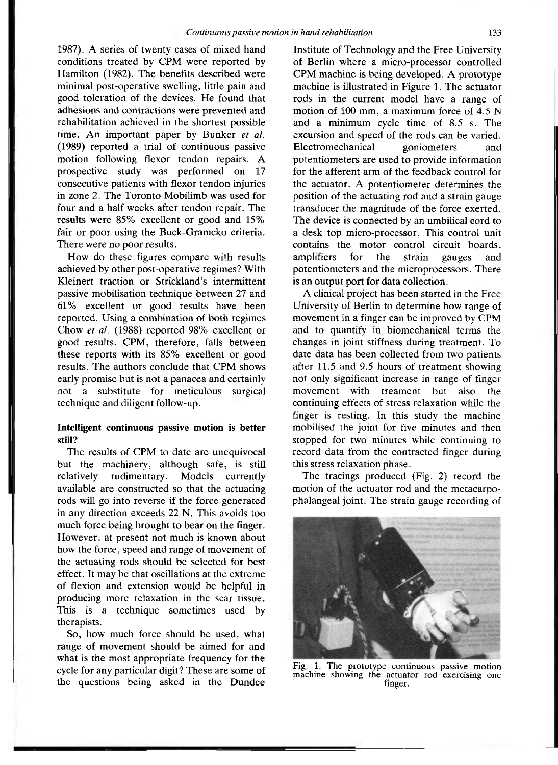1987). A series of twenty cases of mixed hand conditions treated by CPM were reported by Hamilton (1982). The benefits described were minimal post-operative swelling, little pain and good toleration of the devices. He found that adhesions and contractions were prevented and rehabilitation achieved in the shortest possible time. An important paper by Bunker *et al.* (1989) reported a trial of continuous passive motion following flexor tendon repairs. A prospective study was performed on 17 consecutive patients with flexor tendon injuries in zone 2. The Toronto Mobilimb was used for four and a half weeks after tendon repair. The results were 85% excellent or good and 15% fair or poor using the Buck-Gramcko criteria. There were no poor results.

How do these figures compare with results achieved by other post-operative regimes? With Kleinert traction or Strickland's intermittent passive mobilisation technique between 27 and 61% excellent or good results have been reported. Using a combination of both regimes Chow *et al.* (1988) reported 98% excellent or good results. CPM, therefore, falls between these reports with its 85% excellent or good results. The authors conclude that CPM shows early promise but is not a panacea and certainly not a substitute for meticulous surgical technique and diligent follow-up.

**Intelligent continuous passive motion is better still?**

The results of CPM to date are unequivocal but the machinery, although safe, is still relatively rudimentary. Models currently available are constructed so that the actuating rods will go into reverse if the force generated in any direction exceeds 22 N. This avoids too much force being brought to bear on the finger. However, at present not much is known about how the force, speed and range of movement of the actuating rods should be selected for best effect. It may be that oscillations at the extreme of flexion and extension would be helpful in producing more relaxation in the scar tissue. This is a technique sometimes used by therapists.

So, how much force should be used, what range of movement should be aimed for and what is the most appropriate frequency for the cycle for any particular digit? These are some of the questions being asked in the Dundee Institute of Technology and the Free University of Berlin where a micro-processor controlled CPM machine is being developed. A prototype machine is illustrated in Figure 1. The actuator rods in the current model have a range of motion of 100 mm, a maximum force of 4.5 N and a minimum cycle time of 8.5 s. The excursion and speed of the rods can be varied. Electromechanical goniometers and potentiometers are used to provide information for the afferent arm of the feedback control for the actuator. A potentiometer determines the position of the actuating rod and a strain gauge transducer the magnitude of the force exerted. The device is connected by an umbilical cord to a desk top micro-processor. This control unit contains the motor control circuit boards, amplifiers for the strain gauges and potentiometers and the microprocessors. There is an output port for data collection.

A clinical project has been started in the Free University of Berlin to determine how range of movement in a finger can be improved by CPM and to quantify in biomechanical terms the changes in joint stiffness during treatment. To date data has been collected from two patients after 11.5 and 9.5 hours of treatment showing not only significant increase in range of finger movement with treament but also the continuing effects of stress relaxation while the finger is resting. In this study the machine mobilised the joint for five minutes and then stopped for two minutes while continuing to record data from the contracted finger during this stress relaxation phase.

The tracings produced (Fig. 2) record the motion of the actuator rod and the metacarpophalangeal joint. The strain gauge recording of

Fig. 1. The prototype continuous passive motion machine showing the actuator rod exercising one finger.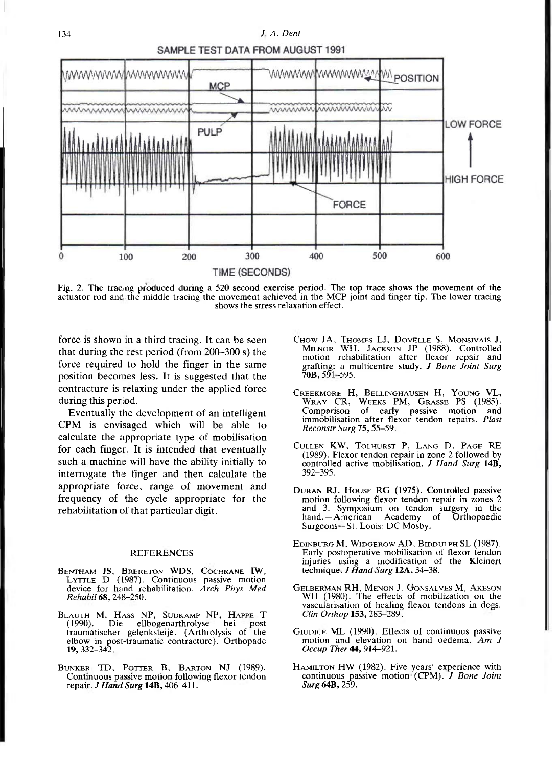SAMPLE TEST DATA FROM AUGUST 1991

Fig. 2. The tracing produced during a 520 second exercise period. The top trace shows the movement of the actuator rod and the middle tracing the movement achieved in the MCP joint and finger tip. The lower tracing shows the stress relaxation effect.

force is shown in a third tracing. It can be seen that during the rest period (from 200–300 s) the force required to hold the finger in the same position becomes less. It is suggested that the contracture is relaxing under the applied force during this period.

Eventually the development of an intelligent CPM is envisaged which will be able to calculate the appropriate type of mobilisation for each finger. It is intended that eventually such a machine will have the ability initially to interrogate the finger and then calculate the appropriate force, range of movement and frequency of the cycle appropriate for the rehabilitation of that particular digit.

## REFERENCES

Bentham JS, Brereton WDS, Cochrane IW, Lyttle D (1987). Continuous passive motion device for hand rehabilitation. *Arch Phys Med Rehabil* **68**, 248–250.

Blauth M, Hass NP, Sudkamp NP, Happe T (1990). Die ellbogenarthrolyse bei post traumatischer gelenksteije. (Arthrolysis of the elbow in post-traumatic contracture). Orthopade **19**, 332–342.

Bunker TD, Potter B, Barton NJ (1989). Continuous passive motion following flexor tendon repair. *J Hand Surg* **14B**, 406–411.

Chow JA, Thomes LJ, Dovelle S, Monsivais J, Milnor WH, Jackson JP (1988). Controlled motion rehabilitation after flexor repair and grafting: a multicentre study. *J Bone Joint Surg* **70B**, 591–595.

Creekmore H, Bellinghausen H, Young VL, Wray CR, Weeks PM, Grasse PS (1985). Comparison of early passive motion and immobilisation after flexor tendon repairs. *Plast Reconstr Surg* **75**, 55–59.

Cullen KW, Tolhurst P, Lang D, Page RE (1989). Flexor tendon repair in zone 2 followed by controlled active mobilisation. *J Hand Surg* **14B**, 392–395.

Duran RJ, House RG (1975). Controlled passive motion following flexor tendon repair in zones 2 and 3. Symposium on tendon surgery in the hand.—American Academy of Orthopaedic Surgeons—St. Louis: DC Mosby.

Edinburg M, Widgerow AD, Biddulph SL (1987). Early postoperative mobilisation of flexor tendon injuries using a modification of the Kleinert technique. *J Hand Surg* **12A**, 34–38.

Gelberman RH, Menon J, Gonsalves M, Akeson WH (1980). The effects of mobilization on the vascularisation of healing flexor tendons in dogs. *Clin Orthop* **153**, 283–289.

Giudice ML (1990). Effects of continuous passive motion and elevation on hand oedema. *Am J Occup Ther* **44**, 914–921.

Hamilton HW (1982). Five years' experience with continuous passive motion (CPM). *J Bone Joint Surg* **64B**, 259.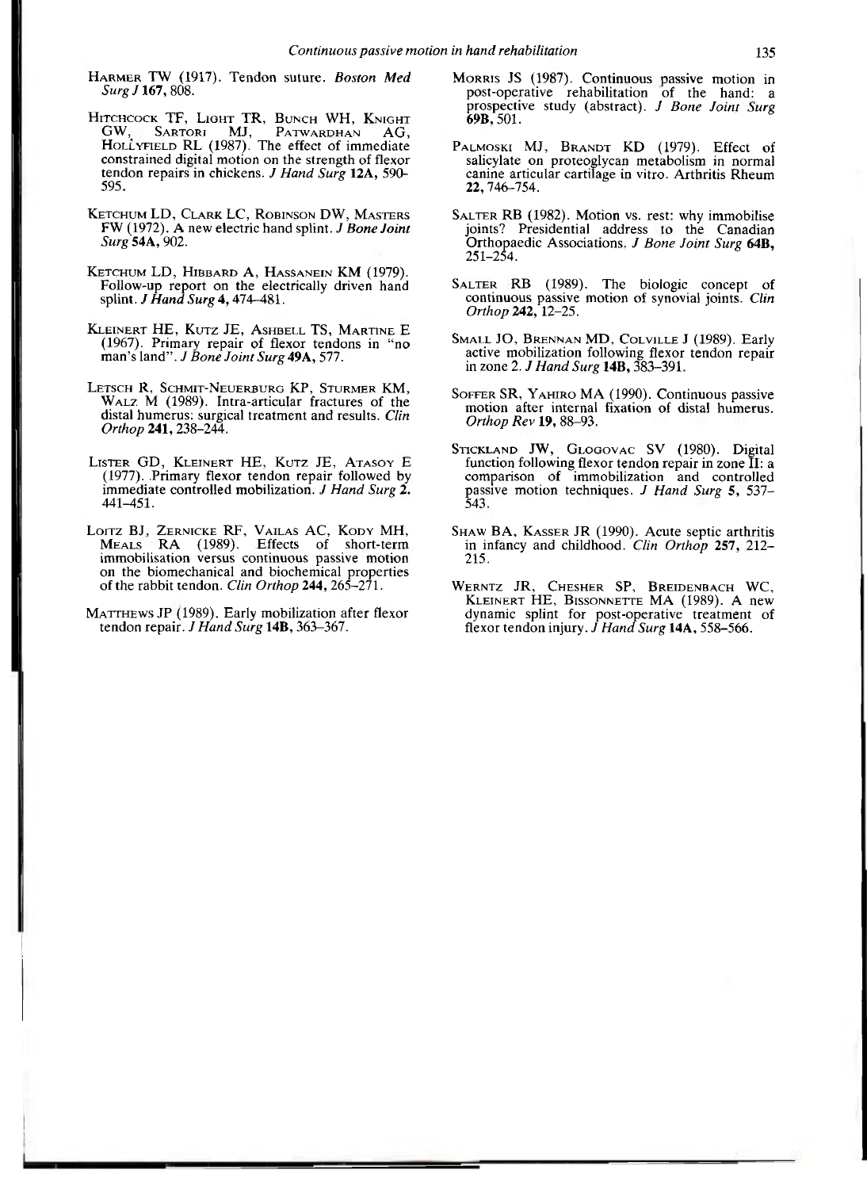HARMER TW (1917). Tendon suture. *Boston Med Surg J* **167**, 808.

HITCHCOCK TF, LIGHT TR, BUNCH WH, KNIGHT GW, SARTORI MJ, PATWARDHAN AG, HOLLYFIELD RL (1987). The effect of immediate constrained digital motion on the strength of flexor tendon repairs in chickens. *J Hand Surg* **12A**, 590–595.

KETCHUM LD, CLARK LC, ROBINSON DW, MASTERS FW (1972). A new electric hand splint. *J Bone Joint Surg* **54A**, 902.

KETCHUM LD, HIBBARD A, HASSANEIN KM (1979). Follow-up report on the electrically driven hand splint. *J Hand Surg* **4**, 474–481.

KLEINERT HE, KUTZ JE, ASHBELL TS, MARTINE E (1967). Primary repair of flexor tendons in "no man's land". *J Bone Joint Surg* **49A**, 577.

LETSCH R, SCHMIT-NEUERBURG KP, STURMER KM, WALZ M (1989). Intra-articular fractures of the distal humerus: surgical treatment and results. *Clin Orthop* **241**, 238–244.

LISTER GD, KLEINERT HE, KUTZ JE, ATASOY E (1977). Primary flexor tendon repair followed by immediate controlled mobilization. *J Hand Surg* **2**, 441–451.

LOITZ BJ, ZERNICKE RF, VAILAS AC, KODY MH, MEALS RA (1989). Effects of short-term immobilisation versus continuous passive motion on the biomechanical and biochemical properties of the rabbit tendon. *Clin Orthop* **244**, 265–271.

MATTHEWS JP (1989). Early mobilization after flexor tendon repair. *J Hand Surg* **14B**, 363–367.

MORRIS JS (1987). Continuous passive motion in post-operative rehabilitation of the hand: a prospective study (abstract). *J Bone Joint Surg* **69B**, 501.

PALMOSKI MJ, BRANDT KD (1979). Effect of salicylate on proteoglycan metabolism in normal canine articular cartilage in vitro. Arthritis Rheum **22**, 746–754.

SALTER RB (1982). Motion vs. rest: why immobilise joints? Presidential address to the Canadian Orthopaedic Associations. *J Bone Joint Surg* **64B**, 251–254.

SALTER RB (1989). The biologic concept of continuous passive motion of synovial joints. *Clin Orthop* **242**, 12–25.

SMALL JO, BRENNAN MD, COLVILLE J (1989). Early active mobilization following flexor tendon repair in zone 2. *J Hand Surg* **14B**, 383–391.

SOFFER SR, YAHIRO MA (1990). Continuous passive motion after internal fixation of distal humerus. *Orthop Rev* **19**, 88–93.

STICKLAND JW, GLOGOVAC SV (1980). Digital function following flexor tendon repair in zone II: a comparison of immobilization and controlled passive motion techniques. *J Hand Surg* **5**, 537–543.

SHAW BA, KASSER JR (1990). Acute septic arthritis in infancy and childhood. *Clin Orthop* **257**, 212–215.

WERNTZ JR, CHESHER SP, BREIDENBACH WC, KLEINERT HE, BISSONNETTE MA (1989). A new dynamic splint for post-operative treatment of flexor tendon injury. *J Hand Surg* **14A**, 558–566.